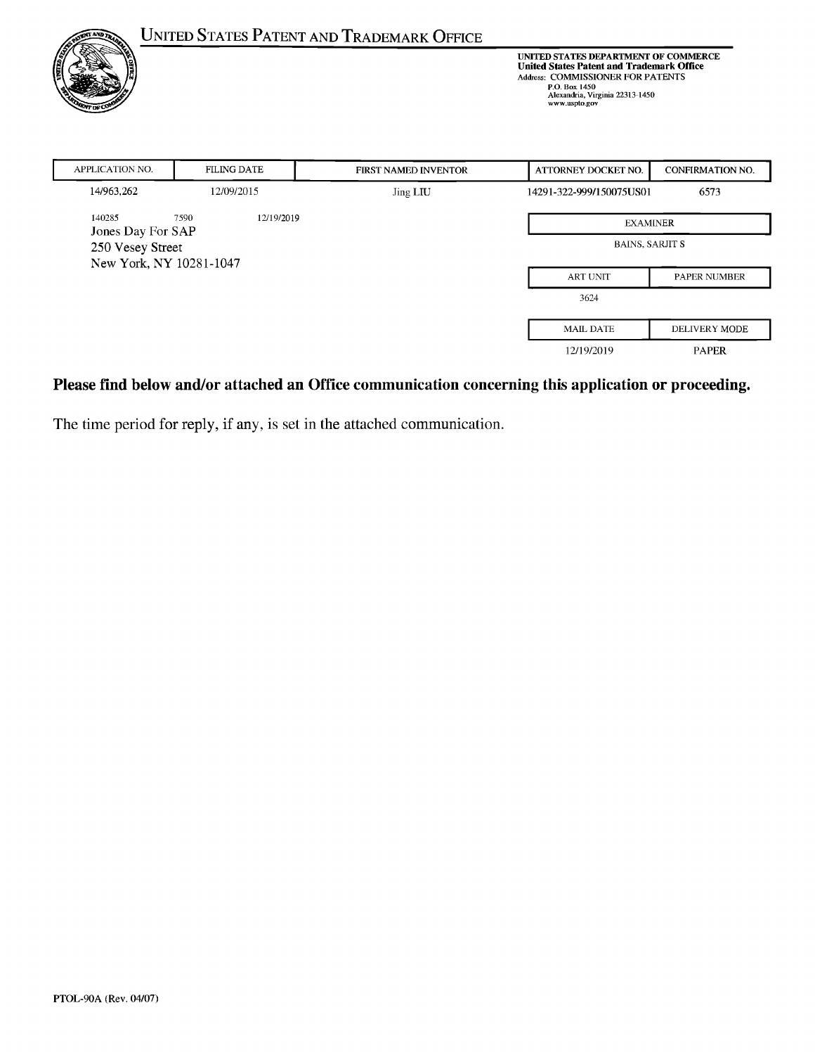# United States Patent and Trademark Office

UNITED STATES DEPARTMENT OF COMMERCE
**United States Patent and Trademark Office**
Address: COMMISSIONER FOR PATENTS
P.O. Box 1450
Alexandria, Virginia 22313-1450
www.uspto.gov

| APPLICATION NO. | FILING DATE | FIRST NAMED INVENTOR | ATTORNEY DOCKET NO. | CONFIRMATION NO. |
| --- | --- | --- | --- | --- |
| 14/963,262 | 12/09/2015 | Jing LIU | 14291-322-999/150075US01 | 6573 |

140285 7590 12/19/2019
Jones Day For SAP
250 Vesey Street
New York, NY 10281-1047

| EXAMINER | |
| --- | --- |
| BAINS, SARJIT S | |
| **ART UNIT** | **PAPER NUMBER** |
| 3624 | |
| **MAIL DATE** | **DELIVERY MODE** |
| 12/19/2019 | PAPER |

**Please find below and/or attached an Office communication concerning this application or proceeding.**

The time period for reply, if any, is set in the attached communication.

PTOL-90A (Rev. 04/07)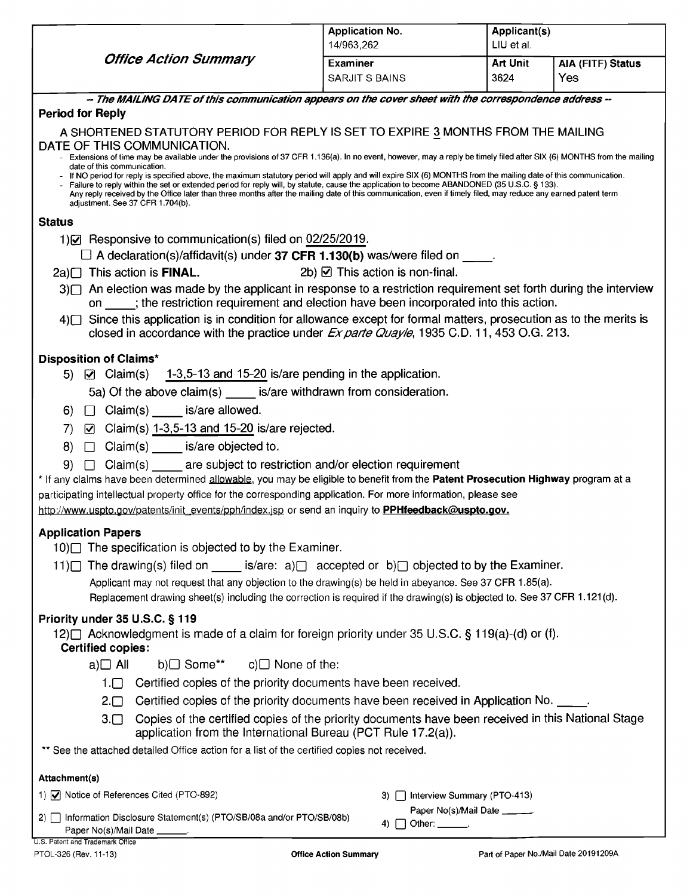| *Office Action Summary* | Application No. 14/963,262 | Applicant(s) LIU et al. | |
|---|---|---|---|
| | Examiner SARJIT S BAINS | Art Unit 3624 | AIA (FITF) Status Yes |

***-- The MAILING DATE of this communication appears on the cover sheet with the correspondence address --***

**Period for Reply**

A SHORTENED STATUTORY PERIOD FOR REPLY IS SET TO EXPIRE 3 MONTHS FROM THE MAILING DATE OF THIS COMMUNICATION.

- Extensions of time may be available under the provisions of 37 CFR 1.136(a). In no event, however, may a reply be timely filed after SIX (6) MONTHS from the mailing date of this communication.
- If NO period for reply is specified above, the maximum statutory period will apply and will expire SIX (6) MONTHS from the mailing date of this communication.
- Failure to reply within the set or extended period for reply will, by statute, cause the application to become ABANDONED (35 U.S.C. § 133). Any reply received by the Office later than three months after the mailing date of this communication, even if timely filed, may reduce any earned patent term adjustment. See 37 CFR 1.704(b).

**Status**

1)☑ Responsive to communication(s) filed on 02/25/2019.

☐ A declaration(s)/affidavit(s) under **37 CFR 1.130(b)** was/were filed on ____.

2a)☐ This action is **FINAL.** 2b) ☑ This action is non-final.

3)☐ An election was made by the applicant in response to a restriction requirement set forth during the interview on ____; the restriction requirement and election have been incorporated into this action.

4)☐ Since this application is in condition for allowance except for formal matters, prosecution as to the merits is closed in accordance with the practice under *Ex parte Quayle*, 1935 C.D. 11, 453 O.G. 213.

**Disposition of Claims***

5) ☑ Claim(s) 1-3,5-13 and 15-20 is/are pending in the application.

5a) Of the above claim(s) ____ is/are withdrawn from consideration.

6) ☐ Claim(s) ____ is/are allowed.

7) ☑ Claim(s) 1-3,5-13 and 15-20 is/are rejected.

8) ☐ Claim(s) ____ is/are objected to.

9) ☐ Claim(s) ____ are subject to restriction and/or election requirement

* If any claims have been determined allowable, you may be eligible to benefit from the **Patent Prosecution Highway** program at a participating intellectual property office for the corresponding application. For more information, please see http://www.uspto.gov/patents/init_events/pph/index.jsp or send an inquiry to **PPHfeedback@uspto.gov.**

**Application Papers**

10)☐ The specification is objected to by the Examiner.

11)☐ The drawing(s) filed on ____ is/are: a)☐ accepted or b)☐ objected to by the Examiner.

Applicant may not request that any objection to the drawing(s) be held in abeyance. See 37 CFR 1.85(a).

Replacement drawing sheet(s) including the correction is required if the drawing(s) is objected to. See 37 CFR 1.121(d).

**Priority under 35 U.S.C. § 119**

12)☐ Acknowledgment is made of a claim for foreign priority under 35 U.S.C. § 119(a)-(d) or (f).

**Certified copies:**

a)☐ All b)☐ Some** c)☐ None of the:

1.☐ Certified copies of the priority documents have been received.

2.☐ Certified copies of the priority documents have been received in Application No. ____.

3.☐ Copies of the certified copies of the priority documents have been received in this National Stage application from the International Bureau (PCT Rule 17.2(a)).

** See the attached detailed Office action for a list of the certified copies not received.

**Attachment(s)**

1) ☑ Notice of References Cited (PTO-892)

2) ☐ Information Disclosure Statement(s) (PTO/SB/08a and/or PTO/SB/08b) Paper No(s)/Mail Date ____.

3) ☐ Interview Summary (PTO-413) Paper No(s)/Mail Date ____.

4) ☐ Other: ____.

U.S. Patent and Trademark Office
PTOL-326 (Rev. 11-13) **Office Action Summary** Part of Paper No./Mail Date 20191209A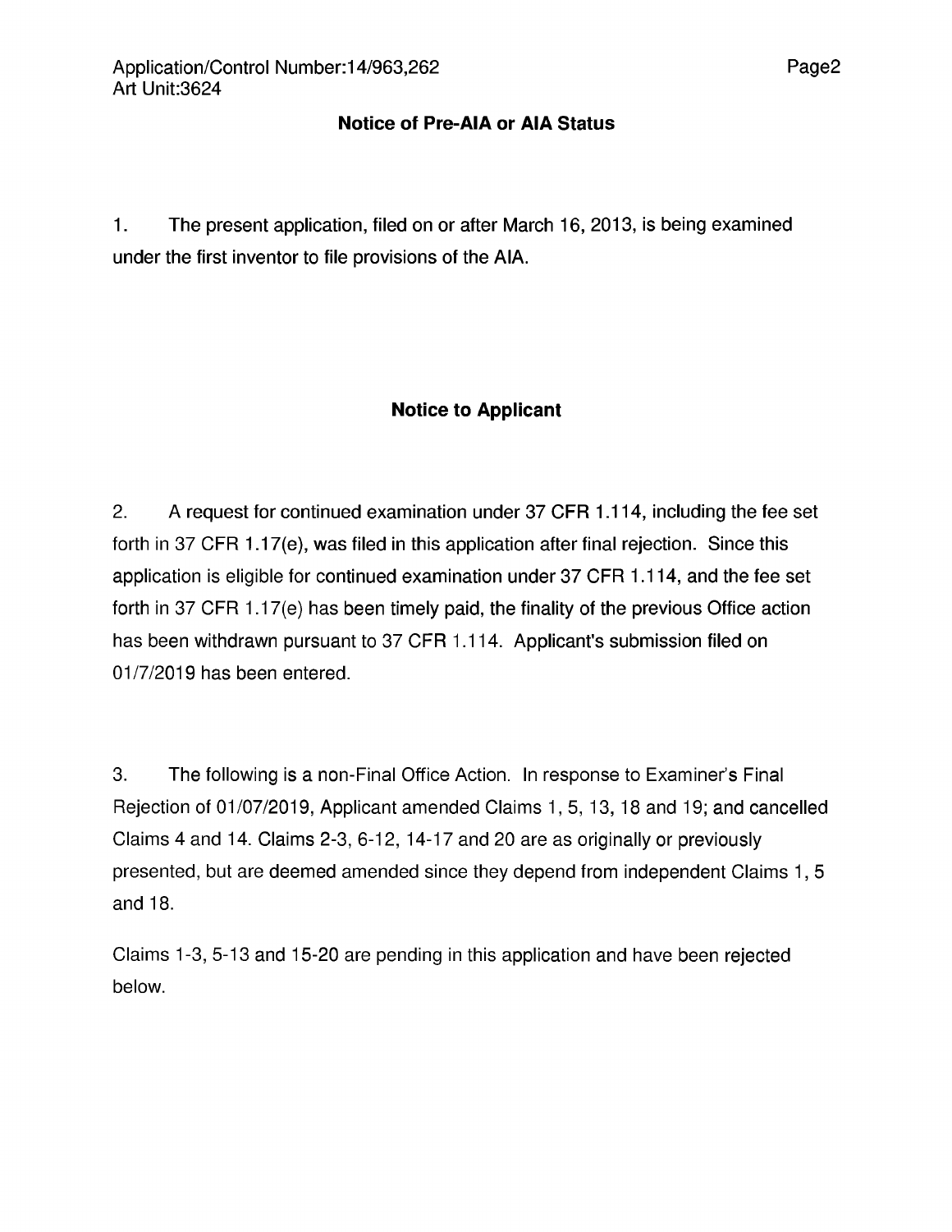## Notice of Pre-AIA or AIA Status

1. The present application, filed on or after March 16, 2013, is being examined under the first inventor to file provisions of the AIA.

## Notice to Applicant

2. A request for continued examination under 37 CFR 1.114, including the fee set forth in 37 CFR 1.17(e), was filed in this application after final rejection. Since this application is eligible for continued examination under 37 CFR 1.114, and the fee set forth in 37 CFR 1.17(e) has been timely paid, the finality of the previous Office action has been withdrawn pursuant to 37 CFR 1.114. Applicant's submission filed on 01/7/2019 has been entered.

3. The following is a non-Final Office Action. In response to Examiner's Final Rejection of 01/07/2019, Applicant amended Claims 1, 5, 13, 18 and 19; and cancelled Claims 4 and 14. Claims 2-3, 6-12, 14-17 and 20 are as originally or previously presented, but are deemed amended since they depend from independent Claims 1, 5 and 18.

Claims 1-3, 5-13 and 15-20 are pending in this application and have been rejected below.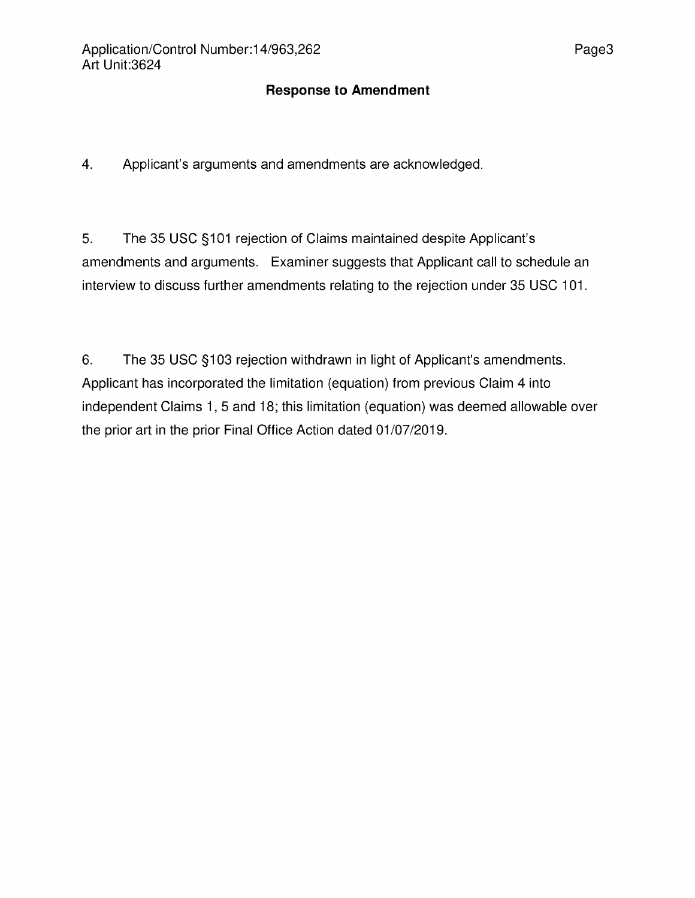## Response to Amendment

4. Applicant's arguments and amendments are acknowledged.

5. The 35 USC §101 rejection of Claims maintained despite Applicant's amendments and arguments. Examiner suggests that Applicant call to schedule an interview to discuss further amendments relating to the rejection under 35 USC 101.

6. The 35 USC §103 rejection withdrawn in light of Applicant's amendments. Applicant has incorporated the limitation (equation) from previous Claim 4 into independent Claims 1, 5 and 18; this limitation (equation) was deemed allowable over the prior art in the prior Final Office Action dated 01/07/2019.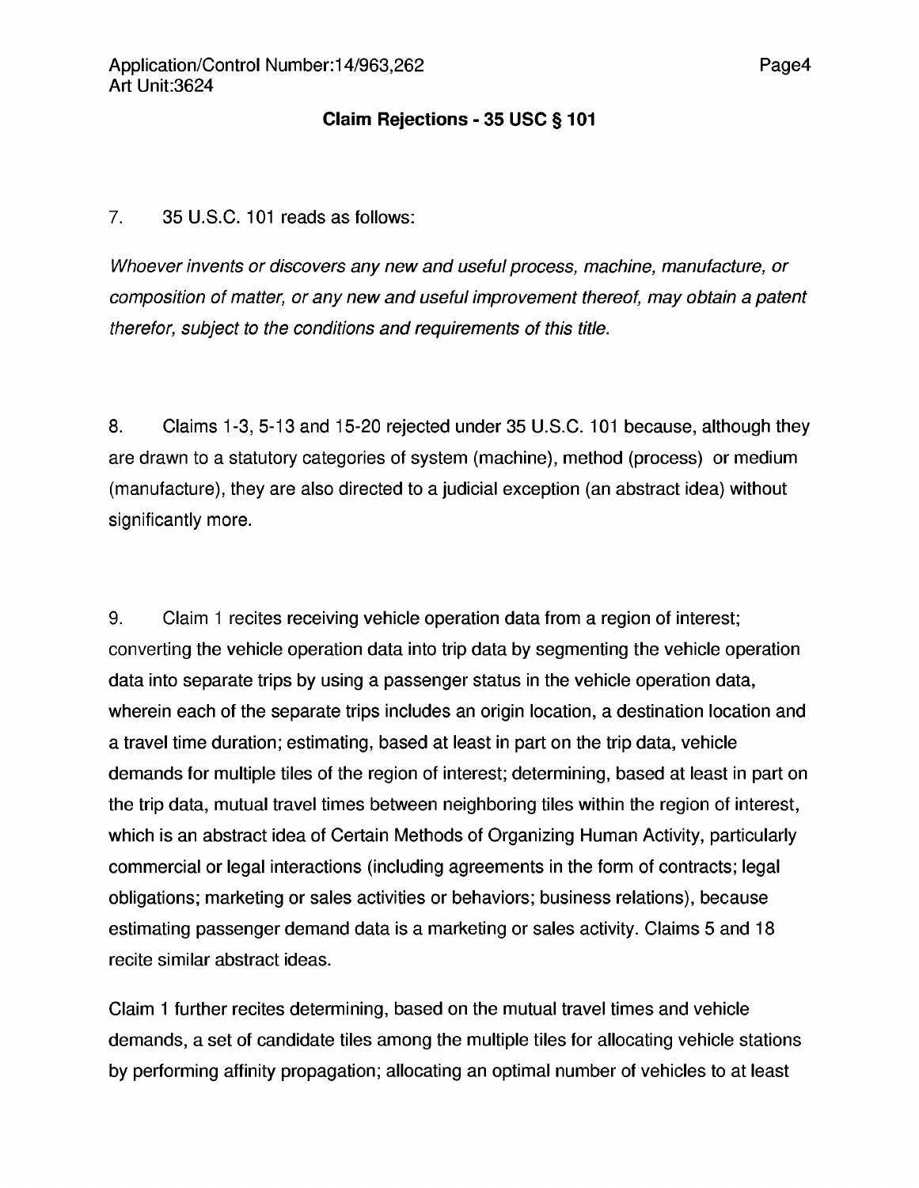## Claim Rejections - 35 USC § 101

7. 35 U.S.C. 101 reads as follows:

*Whoever invents or discovers any new and useful process, machine, manufacture, or composition of matter, or any new and useful improvement thereof, may obtain a patent therefor, subject to the conditions and requirements of this title.*

8. Claims 1-3, 5-13 and 15-20 rejected under 35 U.S.C. 101 because, although they are drawn to a statutory categories of system (machine), method (process) or medium (manufacture), they are also directed to a judicial exception (an abstract idea) without significantly more.

9. Claim 1 recites receiving vehicle operation data from a region of interest; converting the vehicle operation data into trip data by segmenting the vehicle operation data into separate trips by using a passenger status in the vehicle operation data, wherein each of the separate trips includes an origin location, a destination location and a travel time duration; estimating, based at least in part on the trip data, vehicle demands for multiple tiles of the region of interest; determining, based at least in part on the trip data, mutual travel times between neighboring tiles within the region of interest, which is an abstract idea of Certain Methods of Organizing Human Activity, particularly commercial or legal interactions (including agreements in the form of contracts; legal obligations; marketing or sales activities or behaviors; business relations), because estimating passenger demand data is a marketing or sales activity. Claims 5 and 18 recite similar abstract ideas.

Claim 1 further recites determining, based on the mutual travel times and vehicle demands, a set of candidate tiles among the multiple tiles for allocating vehicle stations by performing affinity propagation; allocating an optimal number of vehicles to at least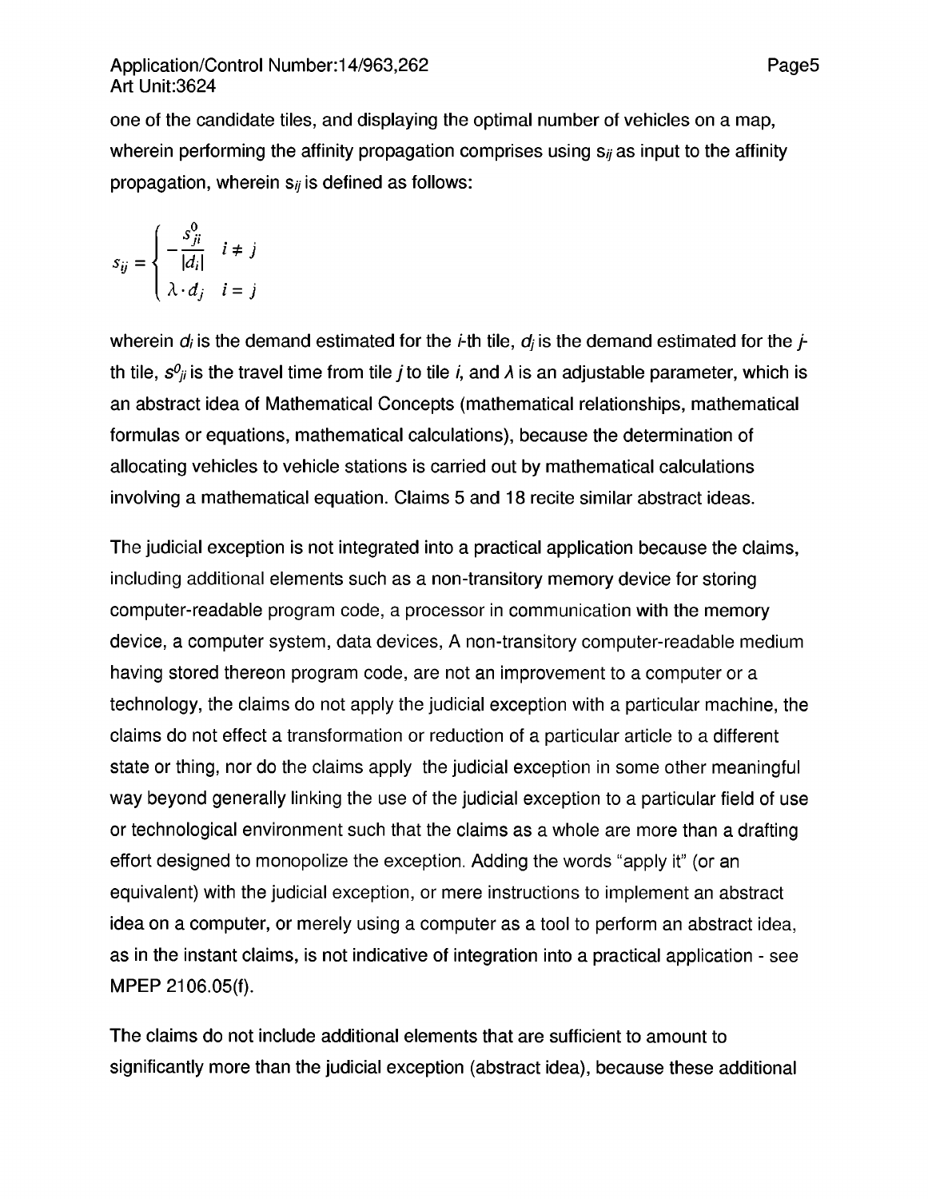one of the candidate tiles, and displaying the optimal number of vehicles on a map, wherein performing the affinity propagation comprises using $s_{ij}$ as input to the affinity propagation, wherein $s_{ij}$ is defined as follows:

$$s_{ij} = \begin{cases} -\dfrac{s_{ji}^{0}}{|d_i|} & i \neq j \\ \lambda \cdot d_j & i = j \end{cases}$$

wherein $d_i$ is the demand estimated for the $i$-th tile, $d_j$ is the demand estimated for the $j$-th tile, $s^0_{ji}$ is the travel time from tile $j$ to tile $i$, and $\lambda$ is an adjustable parameter, which is an abstract idea of Mathematical Concepts (mathematical relationships, mathematical formulas or equations, mathematical calculations), because the determination of allocating vehicles to vehicle stations is carried out by mathematical calculations involving a mathematical equation. Claims 5 and 18 recite similar abstract ideas.

The judicial exception is not integrated into a practical application because the claims, including additional elements such as a non-transitory memory device for storing computer-readable program code, a processor in communication with the memory device, a computer system, data devices, A non-transitory computer-readable medium having stored thereon program code, are not an improvement to a computer or a technology, the claims do not apply the judicial exception with a particular machine, the claims do not effect a transformation or reduction of a particular article to a different state or thing, nor do the claims apply the judicial exception in some other meaningful way beyond generally linking the use of the judicial exception to a particular field of use or technological environment such that the claims as a whole are more than a drafting effort designed to monopolize the exception. Adding the words "apply it" (or an equivalent) with the judicial exception, or mere instructions to implement an abstract idea on a computer, or merely using a computer as a tool to perform an abstract idea, as in the instant claims, is not indicative of integration into a practical application - see MPEP 2106.05(f).

The claims do not include additional elements that are sufficient to amount to significantly more than the judicial exception (abstract idea), because these additional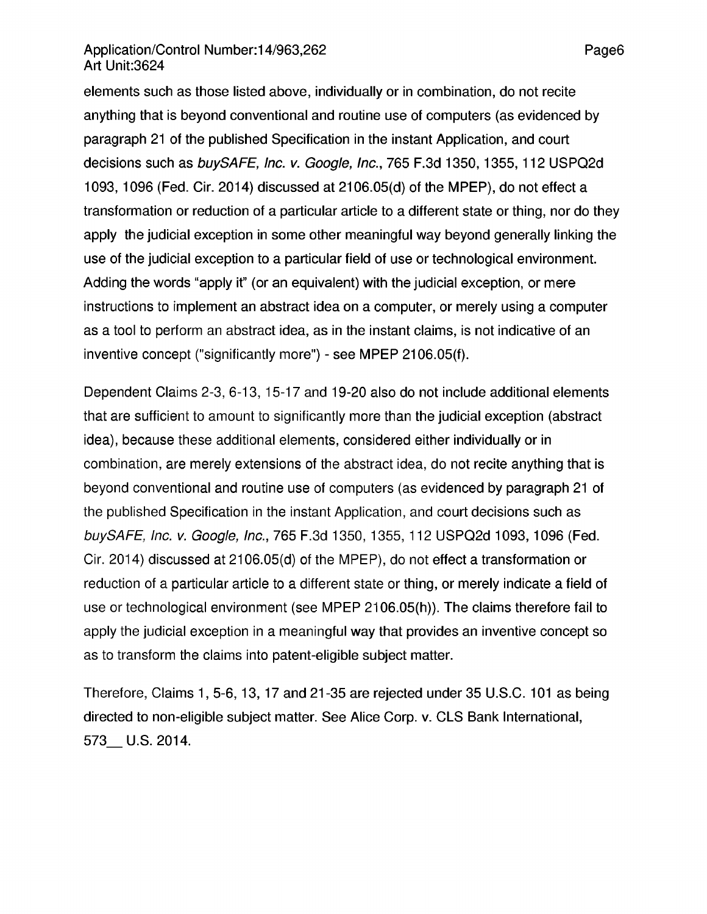elements such as those listed above, individually or in combination, do not recite anything that is beyond conventional and routine use of computers (as evidenced by paragraph 21 of the published Specification in the instant Application, and court decisions such as *buySAFE, Inc. v. Google, Inc.*, 765 F.3d 1350, 1355, 112 USPQ2d 1093, 1096 (Fed. Cir. 2014) discussed at 2106.05(d) of the MPEP), do not effect a transformation or reduction of a particular article to a different state or thing, nor do they apply the judicial exception in some other meaningful way beyond generally linking the use of the judicial exception to a particular field of use or technological environment. Adding the words "apply it" (or an equivalent) with the judicial exception, or mere instructions to implement an abstract idea on a computer, or merely using a computer as a tool to perform an abstract idea, as in the instant claims, is not indicative of an inventive concept ("significantly more") - see MPEP 2106.05(f).

Dependent Claims 2-3, 6-13, 15-17 and 19-20 also do not include additional elements that are sufficient to amount to significantly more than the judicial exception (abstract idea), because these additional elements, considered either individually or in combination, are merely extensions of the abstract idea, do not recite anything that is beyond conventional and routine use of computers (as evidenced by paragraph 21 of the published Specification in the instant Application, and court decisions such as *buySAFE, Inc. v. Google, Inc.*, 765 F.3d 1350, 1355, 112 USPQ2d 1093, 1096 (Fed. Cir. 2014) discussed at 2106.05(d) of the MPEP), do not effect a transformation or reduction of a particular article to a different state or thing, or merely indicate a field of use or technological environment (see MPEP 2106.05(h)). The claims therefore fail to apply the judicial exception in a meaningful way that provides an inventive concept so as to transform the claims into patent-eligible subject matter.

Therefore, Claims 1, 5-6, 13, 17 and 21-35 are rejected under 35 U.S.C. 101 as being directed to non-eligible subject matter. See Alice Corp. v. CLS Bank International, 573__ U.S. 2014.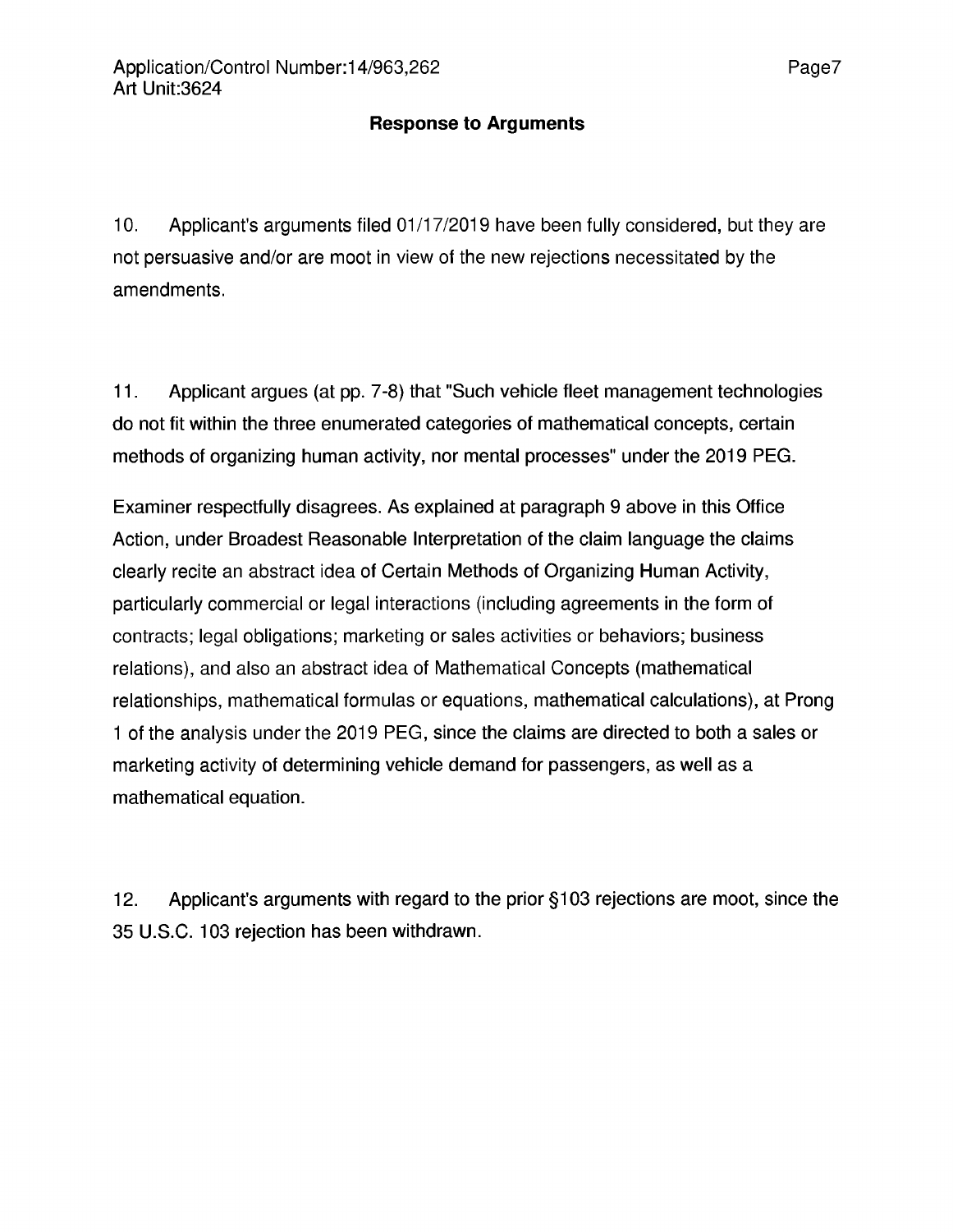## Response to Arguments

10. Applicant's arguments filed 01/17/2019 have been fully considered, but they are not persuasive and/or are moot in view of the new rejections necessitated by the amendments.

11. Applicant argues (at pp. 7-8) that "Such vehicle fleet management technologies do not fit within the three enumerated categories of mathematical concepts, certain methods of organizing human activity, nor mental processes" under the 2019 PEG.

Examiner respectfully disagrees. As explained at paragraph 9 above in this Office Action, under Broadest Reasonable Interpretation of the claim language the claims clearly recite an abstract idea of Certain Methods of Organizing Human Activity, particularly commercial or legal interactions (including agreements in the form of contracts; legal obligations; marketing or sales activities or behaviors; business relations), and also an abstract idea of Mathematical Concepts (mathematical relationships, mathematical formulas or equations, mathematical calculations), at Prong 1 of the analysis under the 2019 PEG, since the claims are directed to both a sales or marketing activity of determining vehicle demand for passengers, as well as a mathematical equation.

12. Applicant's arguments with regard to the prior §103 rejections are moot, since the 35 U.S.C. 103 rejection has been withdrawn.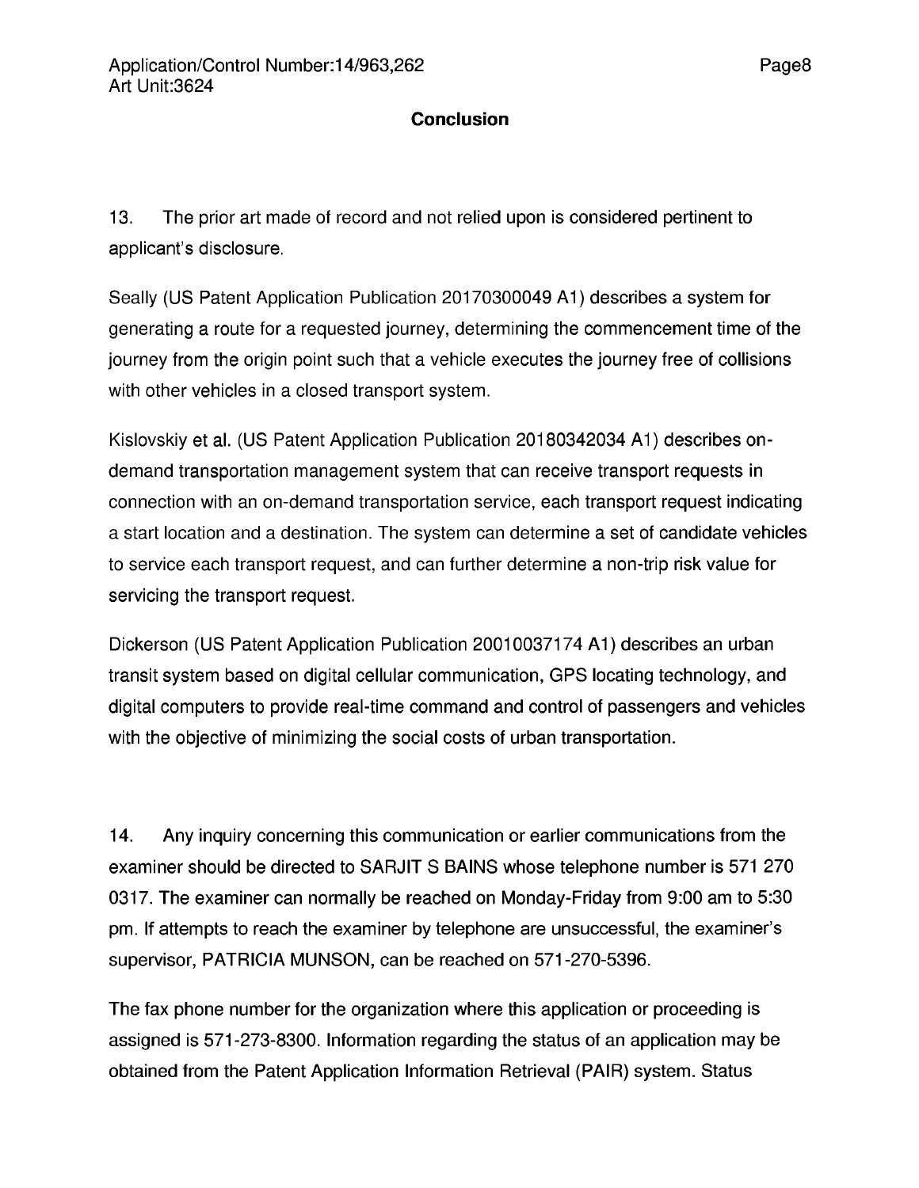## Conclusion

13. The prior art made of record and not relied upon is considered pertinent to applicant's disclosure.

Seally (US Patent Application Publication 20170300049 A1) describes a system for generating a route for a requested journey, determining the commencement time of the journey from the origin point such that a vehicle executes the journey free of collisions with other vehicles in a closed transport system.

Kislovskiy et al. (US Patent Application Publication 20180342034 A1) describes on-demand transportation management system that can receive transport requests in connection with an on-demand transportation service, each transport request indicating a start location and a destination. The system can determine a set of candidate vehicles to service each transport request, and can further determine a non-trip risk value for servicing the transport request.

Dickerson (US Patent Application Publication 20010037174 A1) describes an urban transit system based on digital cellular communication, GPS locating technology, and digital computers to provide real-time command and control of passengers and vehicles with the objective of minimizing the social costs of urban transportation.

14. Any inquiry concerning this communication or earlier communications from the examiner should be directed to SARJIT S BAINS whose telephone number is 571 270 0317. The examiner can normally be reached on Monday-Friday from 9:00 am to 5:30 pm. If attempts to reach the examiner by telephone are unsuccessful, the examiner's supervisor, PATRICIA MUNSON, can be reached on 571-270-5396.

The fax phone number for the organization where this application or proceeding is assigned is 571-273-8300. Information regarding the status of an application may be obtained from the Patent Application Information Retrieval (PAIR) system. Status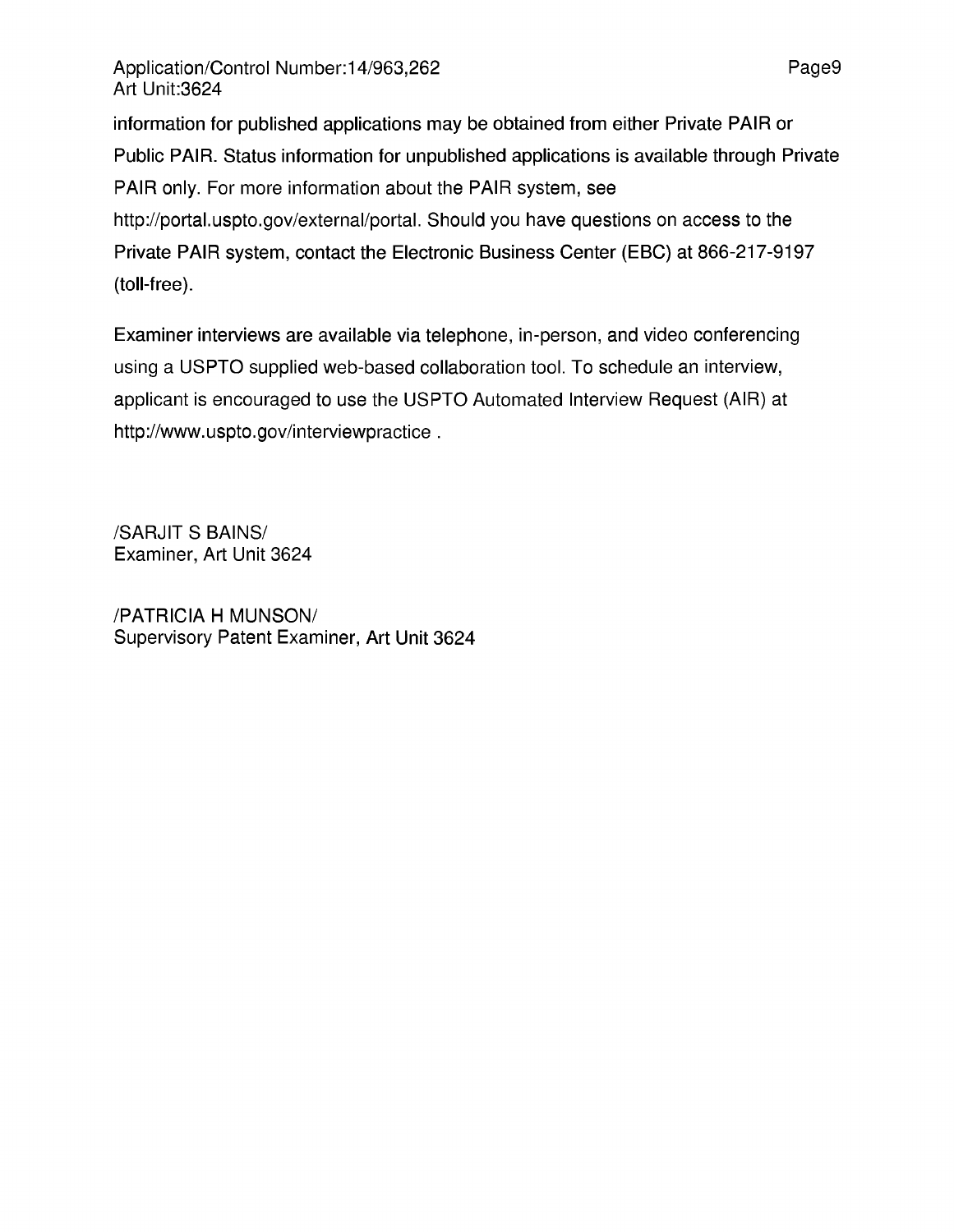information for published applications may be obtained from either Private PAIR or Public PAIR. Status information for unpublished applications is available through Private PAIR only. For more information about the PAIR system, see http://portal.uspto.gov/external/portal. Should you have questions on access to the Private PAIR system, contact the Electronic Business Center (EBC) at 866-217-9197 (toll-free).

Examiner interviews are available via telephone, in-person, and video conferencing using a USPTO supplied web-based collaboration tool. To schedule an interview, applicant is encouraged to use the USPTO Automated Interview Request (AIR) at http://www.uspto.gov/interviewpractice .

/SARJIT S BAINS/
Examiner, Art Unit 3624

/PATRICIA H MUNSON/
Supervisory Patent Examiner, Art Unit 3624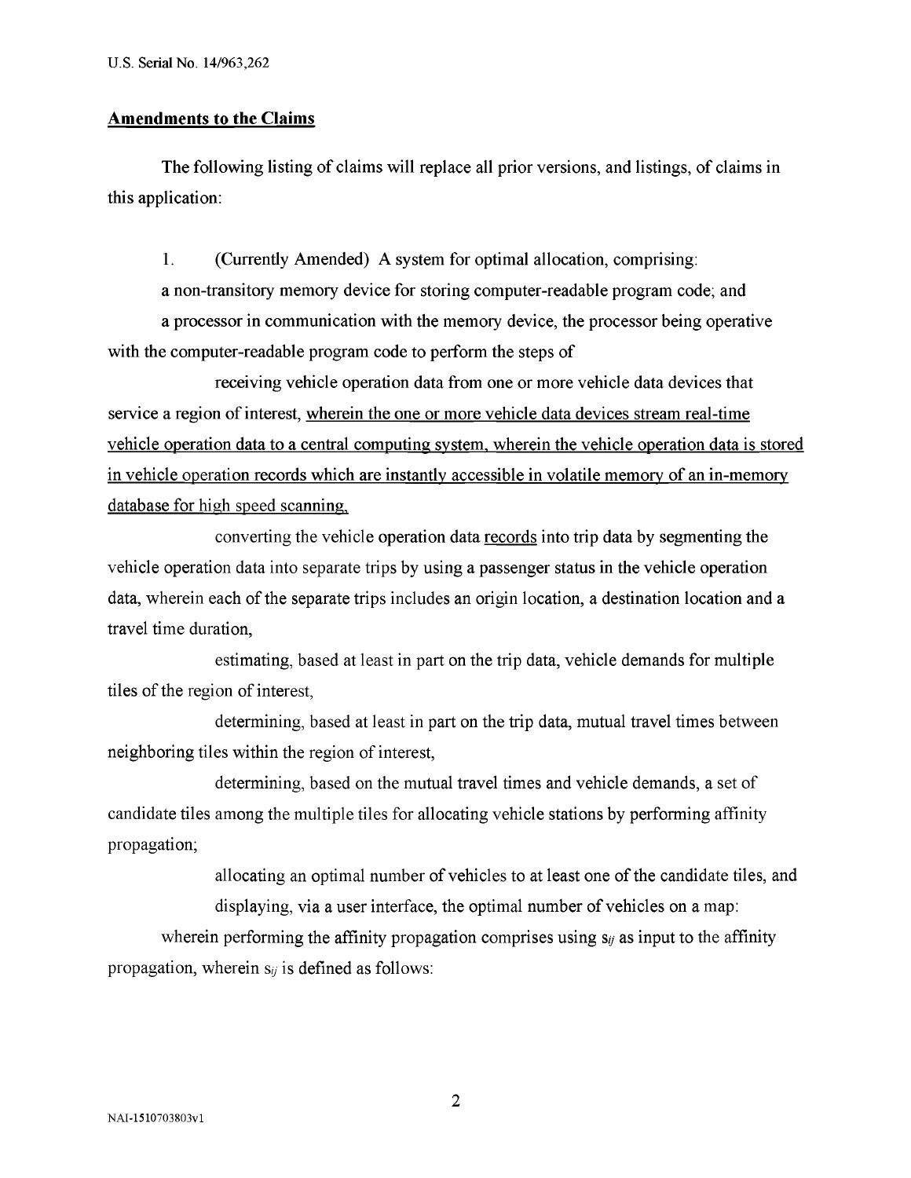## Amendments to the Claims

The following listing of claims will replace all prior versions, and listings, of claims in this application:

1. (Currently Amended) A system for optimal allocation, comprising:

a non-transitory memory device for storing computer-readable program code; and

a processor in communication with the memory device, the processor being operative with the computer-readable program code to perform the steps of

receiving vehicle operation data from one or more vehicle data devices that service a region of interest, <u>wherein the one or more vehicle data devices stream real-time vehicle operation data to a central computing system, wherein the vehicle operation data is stored in vehicle operation records which are instantly accessible in volatile memory of an in-memory database for high speed scanning,</u>

converting the vehicle operation data <u>records</u> into trip data by segmenting the vehicle operation data into separate trips by using a passenger status in the vehicle operation data, wherein each of the separate trips includes an origin location, a destination location and a travel time duration,

estimating, based at least in part on the trip data, vehicle demands for multiple tiles of the region of interest,

determining, based at least in part on the trip data, mutual travel times between neighboring tiles within the region of interest,

determining, based on the mutual travel times and vehicle demands, a set of candidate tiles among the multiple tiles for allocating vehicle stations by performing affinity propagation;

allocating an optimal number of vehicles to at least one of the candidate tiles, and

displaying, via a user interface, the optimal number of vehicles on a map:

wherein performing the affinity propagation comprises using $s_{ij}$ as input to the affinity propagation, wherein $s_{ij}$ is defined as follows: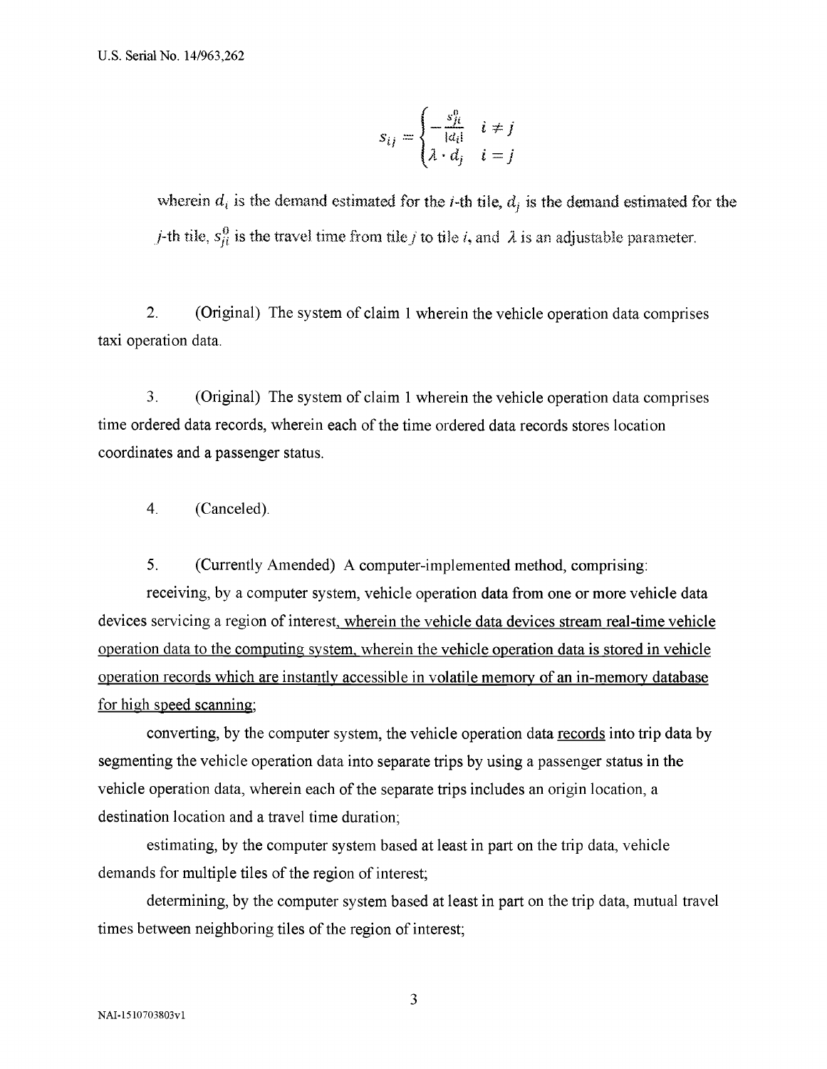$$s_{ij} = \begin{cases} -\frac{s_{ji}^0}{|d_i|} & i \neq j \\ \lambda \cdot d_j & i = j \end{cases}$$

wherein $d_i$ is the demand estimated for the $i$-th tile, $d_j$ is the demand estimated for the $j$-th tile, $s_{ji}^0$ is the travel time from tile $j$ to tile $i$, and $\lambda$ is an adjustable parameter.

2. (Original) The system of claim 1 wherein the vehicle operation data comprises taxi operation data.

3. (Original) The system of claim 1 wherein the vehicle operation data comprises time ordered data records, wherein each of the time ordered data records stores location coordinates and a passenger status.

4. (Canceled).

5. (Currently Amended) A computer-implemented method, comprising:

receiving, by a computer system, vehicle operation data from one or more vehicle data devices servicing a region of interest, wherein the vehicle data devices stream real-time vehicle operation data to the computing system, wherein the vehicle operation data is stored in vehicle operation records which are instantly accessible in volatile memory of an in-memory database for high speed scanning;

converting, by the computer system, the vehicle operation data records into trip data by segmenting the vehicle operation data into separate trips by using a passenger status in the vehicle operation data, wherein each of the separate trips includes an origin location, a destination location and a travel time duration;

estimating, by the computer system based at least in part on the trip data, vehicle demands for multiple tiles of the region of interest;

determining, by the computer system based at least in part on the trip data, mutual travel times between neighboring tiles of the region of interest;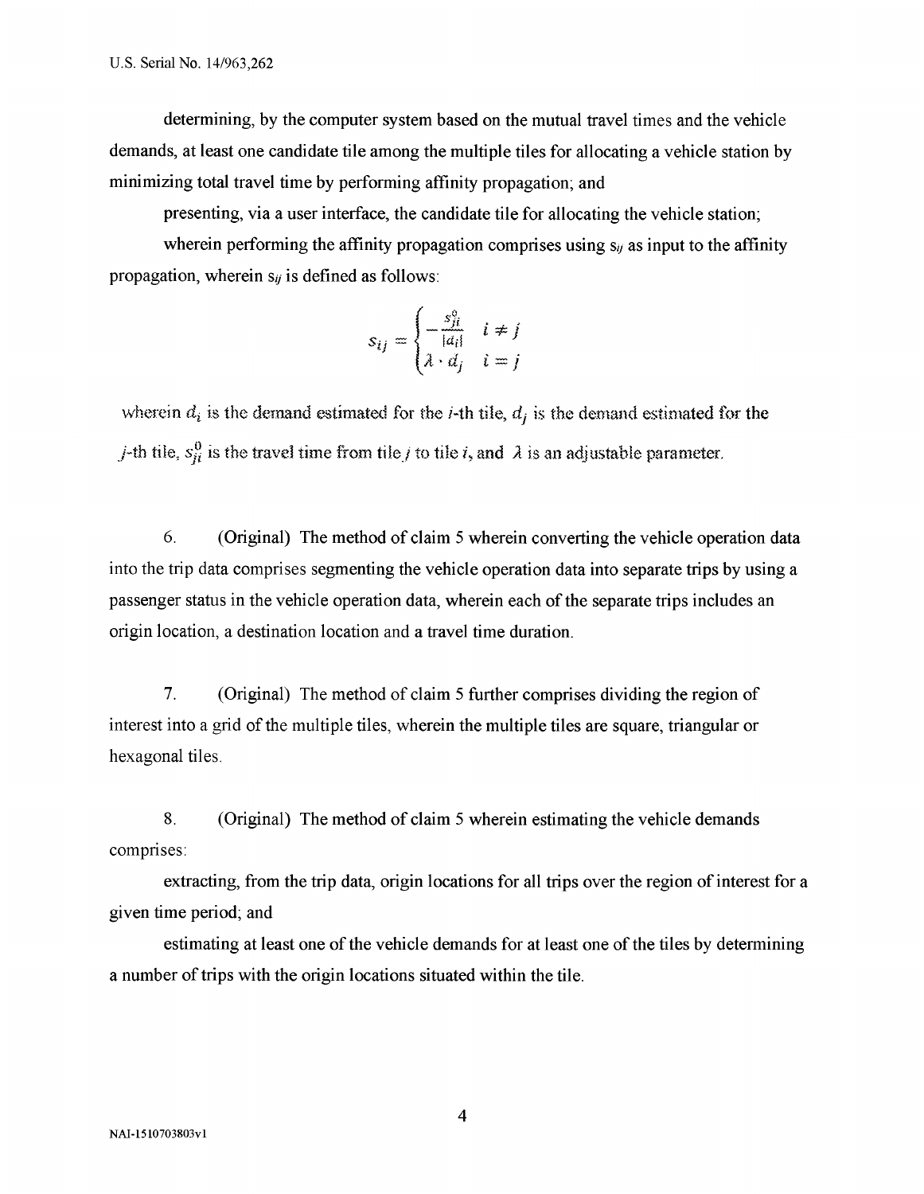determining, by the computer system based on the mutual travel times and the vehicle demands, at least one candidate tile among the multiple tiles for allocating a vehicle station by minimizing total travel time by performing affinity propagation; and

presenting, via a user interface, the candidate tile for allocating the vehicle station;

wherein performing the affinity propagation comprises using $s_{ij}$ as input to the affinity propagation, wherein $s_{ij}$ is defined as follows:

$$s_{ij} = \begin{cases} -\frac{s_{ji}^0}{|d_i|} & i \neq j \\ \lambda \cdot d_j & i = j \end{cases}$$

wherein $d_i$ is the demand estimated for the $i$-th tile, $d_j$ is the demand estimated for the $j$-th tile, $s_{ji}^0$ is the travel time from tile $j$ to tile $i$, and $\lambda$ is an adjustable parameter.

6. (Original) The method of claim 5 wherein converting the vehicle operation data into the trip data comprises segmenting the vehicle operation data into separate trips by using a passenger status in the vehicle operation data, wherein each of the separate trips includes an origin location, a destination location and a travel time duration.

7. (Original) The method of claim 5 further comprises dividing the region of interest into a grid of the multiple tiles, wherein the multiple tiles are square, triangular or hexagonal tiles.

8. (Original) The method of claim 5 wherein estimating the vehicle demands comprises:

extracting, from the trip data, origin locations for all trips over the region of interest for a given time period; and

estimating at least one of the vehicle demands for at least one of the tiles by determining a number of trips with the origin locations situated within the tile.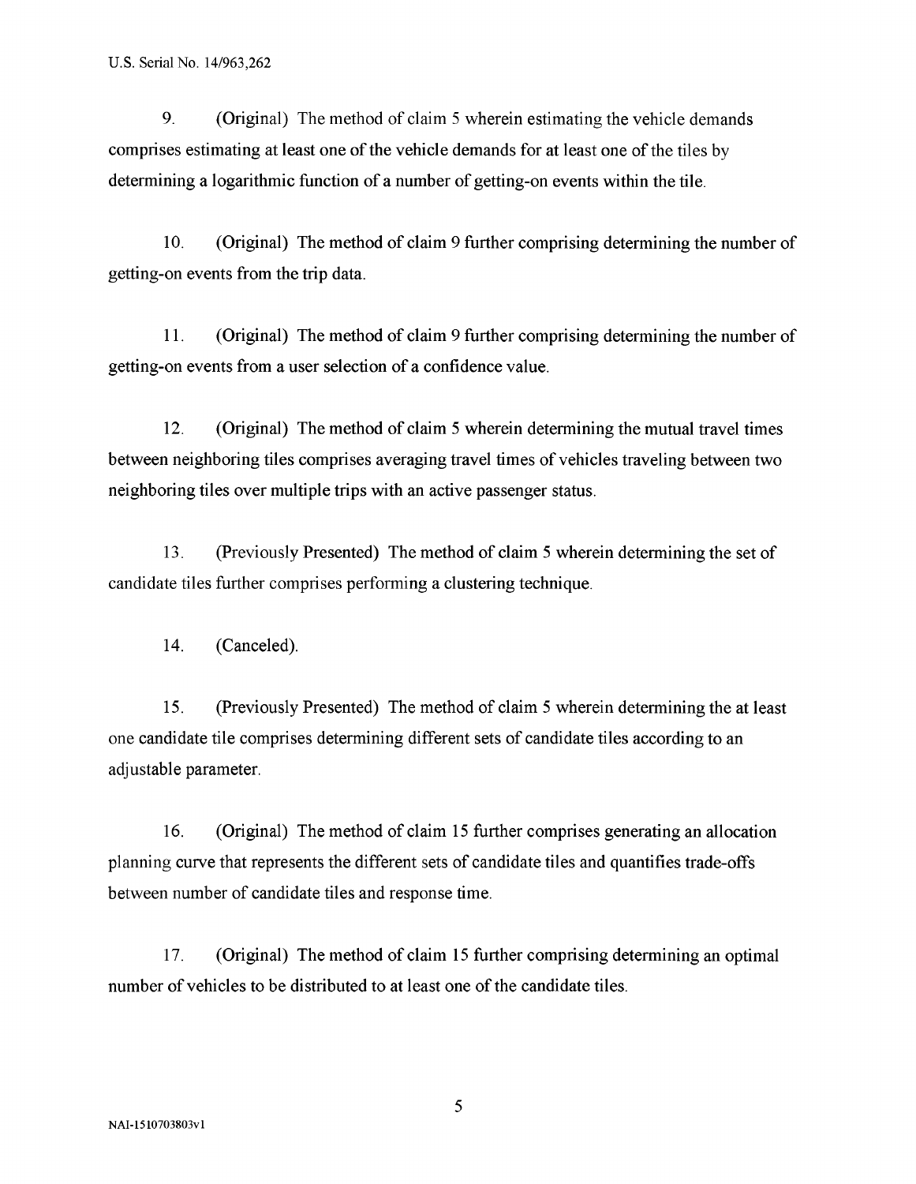9. (Original) The method of claim 5 wherein estimating the vehicle demands comprises estimating at least one of the vehicle demands for at least one of the tiles by determining a logarithmic function of a number of getting-on events within the tile.

10. (Original) The method of claim 9 further comprising determining the number of getting-on events from the trip data.

11. (Original) The method of claim 9 further comprising determining the number of getting-on events from a user selection of a confidence value.

12. (Original) The method of claim 5 wherein determining the mutual travel times between neighboring tiles comprises averaging travel times of vehicles traveling between two neighboring tiles over multiple trips with an active passenger status.

13. (Previously Presented) The method of claim 5 wherein determining the set of candidate tiles further comprises performing a clustering technique.

14. (Canceled).

15. (Previously Presented) The method of claim 5 wherein determining the at least one candidate tile comprises determining different sets of candidate tiles according to an adjustable parameter.

16. (Original) The method of claim 15 further comprises generating an allocation planning curve that represents the different sets of candidate tiles and quantifies trade-offs between number of candidate tiles and response time.

17. (Original) The method of claim 15 further comprising determining an optimal number of vehicles to be distributed to at least one of the candidate tiles.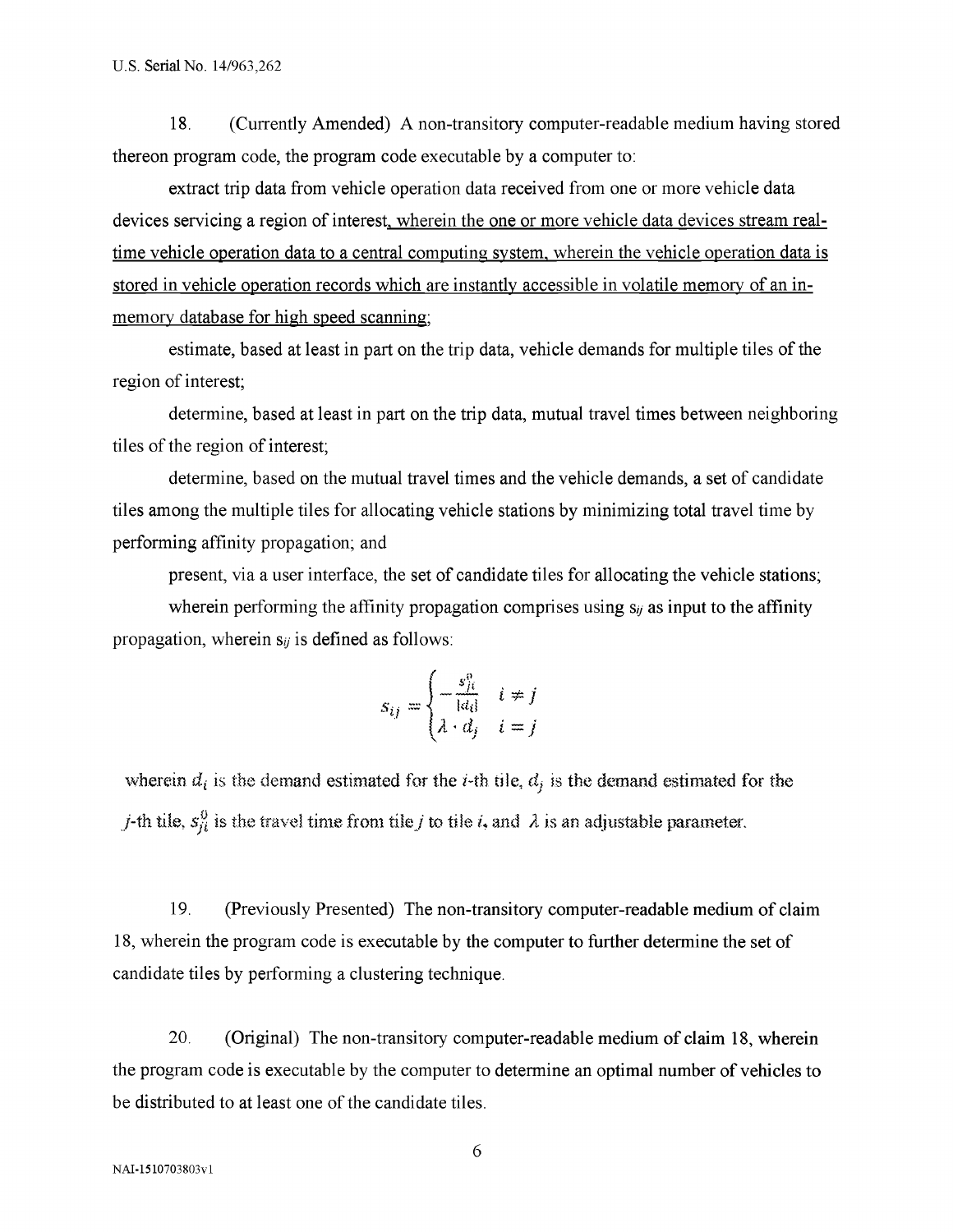18. (Currently Amended) A non-transitory computer-readable medium having stored thereon program code, the program code executable by a computer to:

extract trip data from vehicle operation data received from one or more vehicle data devices servicing a region of interest, wherein the one or more vehicle data devices stream real-time vehicle operation data to a central computing system, wherein the vehicle operation data is stored in vehicle operation records which are instantly accessible in volatile memory of an in-memory database for high speed scanning;

estimate, based at least in part on the trip data, vehicle demands for multiple tiles of the region of interest;

determine, based at least in part on the trip data, mutual travel times between neighboring tiles of the region of interest;

determine, based on the mutual travel times and the vehicle demands, a set of candidate tiles among the multiple tiles for allocating vehicle stations by minimizing total travel time by performing affinity propagation; and

present, via a user interface, the set of candidate tiles for allocating the vehicle stations;

wherein performing the affinity propagation comprises using $s_{ij}$ as input to the affinity propagation, wherein $s_{ij}$ is defined as follows:

$$s_{ij} = \begin{cases} -\frac{s_{ji}^{0}}{|d_i|} & i \neq j \\ \lambda \cdot d_j & i = j \end{cases}$$

wherein $d_i$ is the demand estimated for the $i$-th tile, $d_j$ is the demand estimated for the $j$-th tile, $s_{ji}^{0}$ is the travel time from tile $j$ to tile $i$, and $\lambda$ is an adjustable parameter.

19. (Previously Presented) The non-transitory computer-readable medium of claim 18, wherein the program code is executable by the computer to further determine the set of candidate tiles by performing a clustering technique.

20. (Original) The non-transitory computer-readable medium of claim 18, wherein the program code is executable by the computer to determine an optimal number of vehicles to be distributed to at least one of the candidate tiles.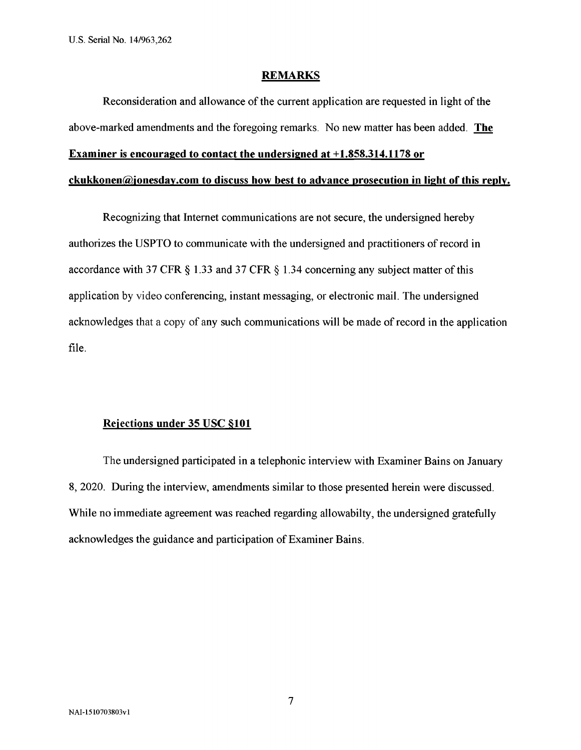## **REMARKS**

Reconsideration and allowance of the current application are requested in light of the above-marked amendments and the foregoing remarks. No new matter has been added. **The Examiner is encouraged to contact the undersigned at +1.858.314.1178 or ckukkonen@jonesday.com to discuss how best to advance prosecution in light of this reply.**

Recognizing that Internet communications are not secure, the undersigned hereby authorizes the USPTO to communicate with the undersigned and practitioners of record in accordance with 37 CFR § 1.33 and 37 CFR § 1.34 concerning any subject matter of this application by video conferencing, instant messaging, or electronic mail. The undersigned acknowledges that a copy of any such communications will be made of record in the application file.

### **Rejections under 35 USC §101**

The undersigned participated in a telephonic interview with Examiner Bains on January 8, 2020. During the interview, amendments similar to those presented herein were discussed. While no immediate agreement was reached regarding allowabilty, the undersigned gratefully acknowledges the guidance and participation of Examiner Bains.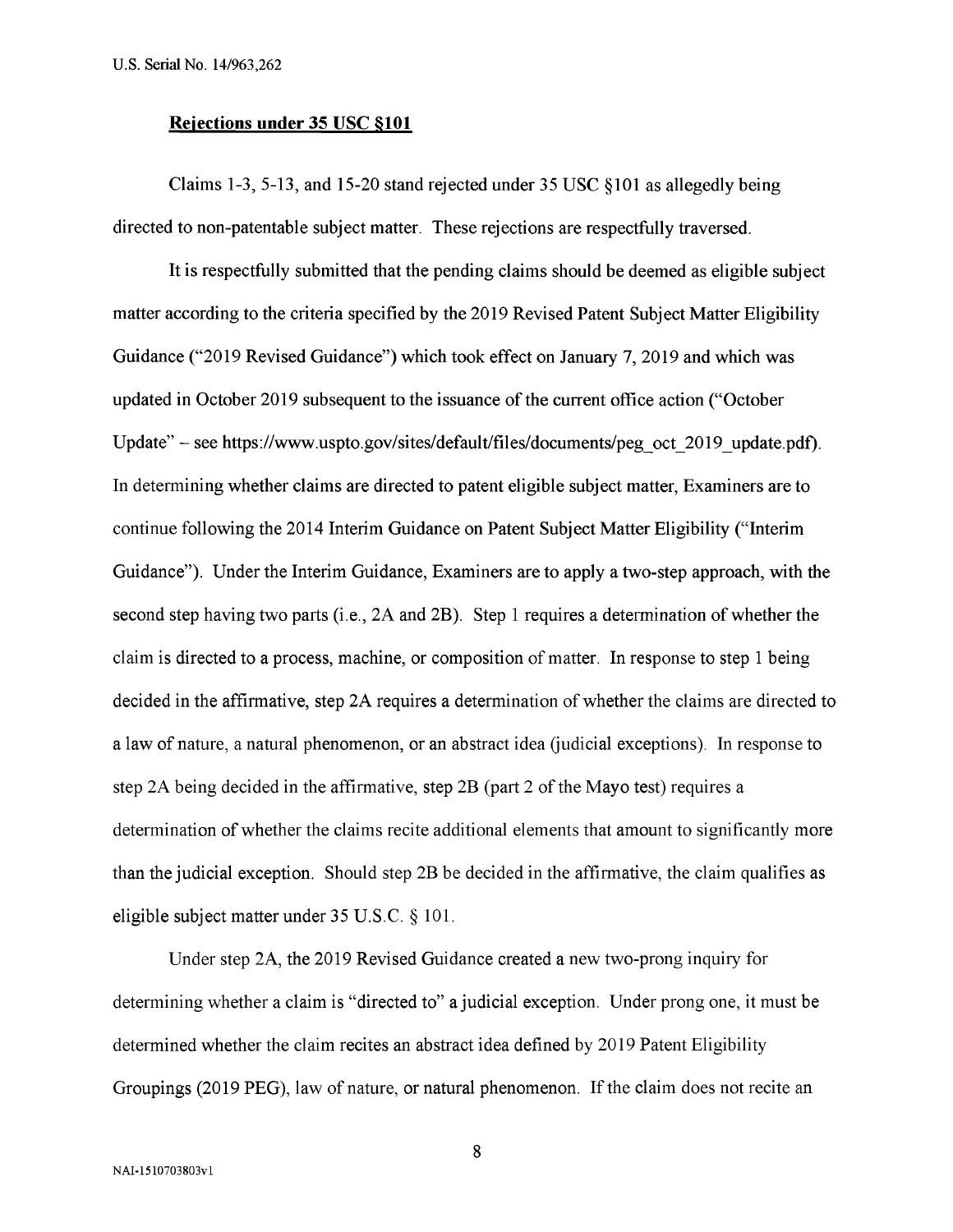## Rejections under 35 USC §101

Claims 1-3, 5-13, and 15-20 stand rejected under 35 USC §101 as allegedly being directed to non-patentable subject matter. These rejections are respectfully traversed.

It is respectfully submitted that the pending claims should be deemed as eligible subject matter according to the criteria specified by the 2019 Revised Patent Subject Matter Eligibility Guidance ("2019 Revised Guidance") which took effect on January 7, 2019 and which was updated in October 2019 subsequent to the issuance of the current office action ("October Update" – see https://www.uspto.gov/sites/default/files/documents/peg_oct_2019_update.pdf). In determining whether claims are directed to patent eligible subject matter, Examiners are to continue following the 2014 Interim Guidance on Patent Subject Matter Eligibility ("Interim Guidance"). Under the Interim Guidance, Examiners are to apply a two-step approach, with the second step having two parts (i.e., 2A and 2B). Step 1 requires a determination of whether the claim is directed to a process, machine, or composition of matter. In response to step 1 being decided in the affirmative, step 2A requires a determination of whether the claims are directed to a law of nature, a natural phenomenon, or an abstract idea (judicial exceptions). In response to step 2A being decided in the affirmative, step 2B (part 2 of the Mayo test) requires a determination of whether the claims recite additional elements that amount to significantly more than the judicial exception. Should step 2B be decided in the affirmative, the claim qualifies as eligible subject matter under 35 U.S.C. § 101.

Under step 2A, the 2019 Revised Guidance created a new two-prong inquiry for determining whether a claim is "directed to" a judicial exception. Under prong one, it must be determined whether the claim recites an abstract idea defined by 2019 Patent Eligibility Groupings (2019 PEG), law of nature, or natural phenomenon. If the claim does not recite an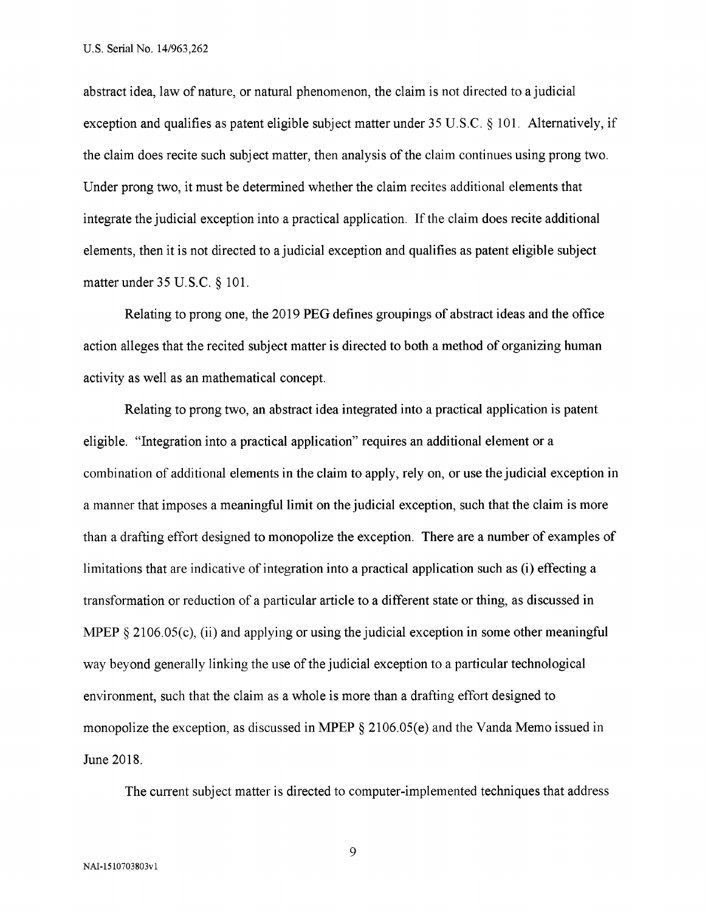abstract idea, law of nature, or natural phenomenon, the claim is not directed to a judicial exception and qualifies as patent eligible subject matter under 35 U.S.C. § 101. Alternatively, if the claim does recite such subject matter, then analysis of the claim continues using prong two. Under prong two, it must be determined whether the claim recites additional elements that integrate the judicial exception into a practical application. If the claim does recite additional elements, then it is not directed to a judicial exception and qualifies as patent eligible subject matter under 35 U.S.C. § 101.

Relating to prong one, the 2019 PEG defines groupings of abstract ideas and the office action alleges that the recited subject matter is directed to both a method of organizing human activity as well as an mathematical concept.

Relating to prong two, an abstract idea integrated into a practical application is patent eligible. "Integration into a practical application" requires an additional element or a combination of additional elements in the claim to apply, rely on, or use the judicial exception in a manner that imposes a meaningful limit on the judicial exception, such that the claim is more than a drafting effort designed to monopolize the exception. There are a number of examples of limitations that are indicative of integration into a practical application such as (i) effecting a transformation or reduction of a particular article to a different state or thing, as discussed in MPEP § 2106.05(c), (ii) and applying or using the judicial exception in some other meaningful way beyond generally linking the use of the judicial exception to a particular technological environment, such that the claim as a whole is more than a drafting effort designed to monopolize the exception, as discussed in MPEP § 2106.05(e) and the Vanda Memo issued in June 2018.

The current subject matter is directed to computer-implemented techniques that address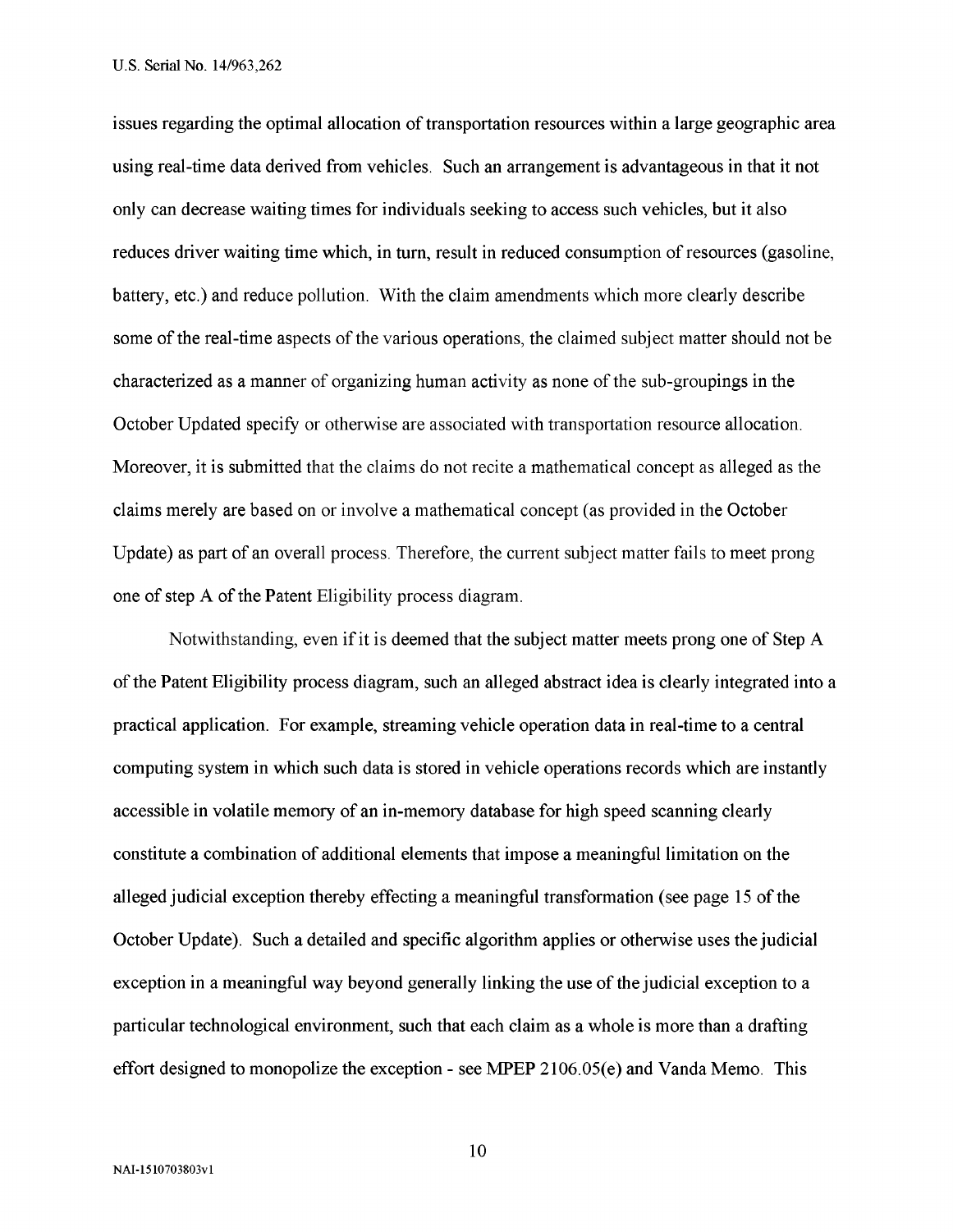issues regarding the optimal allocation of transportation resources within a large geographic area using real-time data derived from vehicles. Such an arrangement is advantageous in that it not only can decrease waiting times for individuals seeking to access such vehicles, but it also reduces driver waiting time which, in turn, result in reduced consumption of resources (gasoline, battery, etc.) and reduce pollution. With the claim amendments which more clearly describe some of the real-time aspects of the various operations, the claimed subject matter should not be characterized as a manner of organizing human activity as none of the sub-groupings in the October Updated specify or otherwise are associated with transportation resource allocation. Moreover, it is submitted that the claims do not recite a mathematical concept as alleged as the claims merely are based on or involve a mathematical concept (as provided in the October Update) as part of an overall process. Therefore, the current subject matter fails to meet prong one of step A of the Patent Eligibility process diagram.

Notwithstanding, even if it is deemed that the subject matter meets prong one of Step A of the Patent Eligibility process diagram, such an alleged abstract idea is clearly integrated into a practical application. For example, streaming vehicle operation data in real-time to a central computing system in which such data is stored in vehicle operations records which are instantly accessible in volatile memory of an in-memory database for high speed scanning clearly constitute a combination of additional elements that impose a meaningful limitation on the alleged judicial exception thereby effecting a meaningful transformation (see page 15 of the October Update). Such a detailed and specific algorithm applies or otherwise uses the judicial exception in a meaningful way beyond generally linking the use of the judicial exception to a particular technological environment, such that each claim as a whole is more than a drafting effort designed to monopolize the exception - see MPEP 2106.05(e) and Vanda Memo. This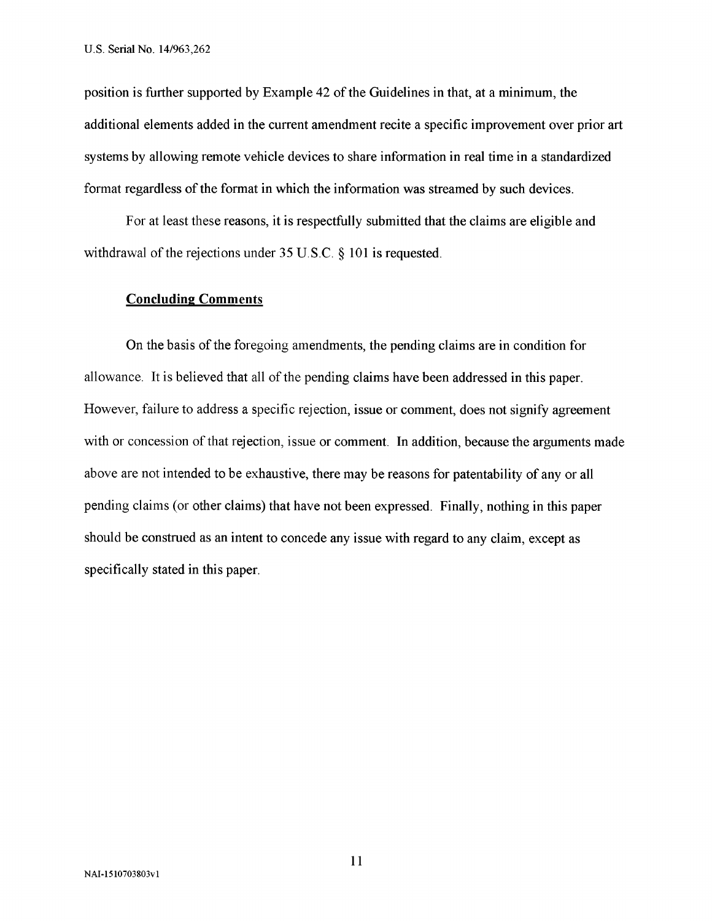position is further supported by Example 42 of the Guidelines in that, at a minimum, the additional elements added in the current amendment recite a specific improvement over prior art systems by allowing remote vehicle devices to share information in real time in a standardized format regardless of the format in which the information was streamed by such devices.

For at least these reasons, it is respectfully submitted that the claims are eligible and withdrawal of the rejections under 35 U.S.C. § 101 is requested.

**Concluding Comments**

On the basis of the foregoing amendments, the pending claims are in condition for allowance. It is believed that all of the pending claims have been addressed in this paper. However, failure to address a specific rejection, issue or comment, does not signify agreement with or concession of that rejection, issue or comment. In addition, because the arguments made above are not intended to be exhaustive, there may be reasons for patentability of any or all pending claims (or other claims) that have not been expressed. Finally, nothing in this paper should be construed as an intent to concede any issue with regard to any claim, except as specifically stated in this paper.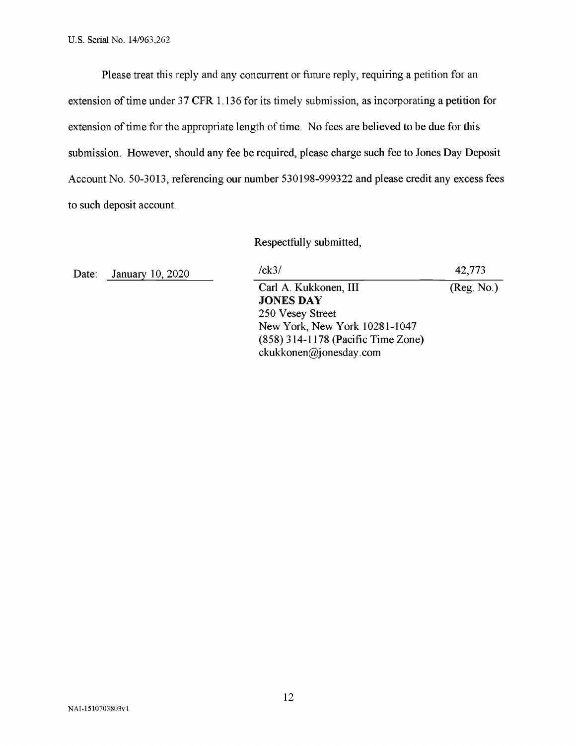Please treat this reply and any concurrent or future reply, requiring a petition for an extension of time under 37 CFR 1.136 for its timely submission, as incorporating a petition for extension of time for the appropriate length of time. No fees are believed to be due for this submission. However, should any fee be required, please charge such fee to Jones Day Deposit Account No. 50-3013, referencing our number 530198-999322 and please credit any excess fees to such deposit account.

Respectfully submitted,

Date: January 10, 2020

/ck3/ 42,773

Carl A. Kukkonen, III (Reg. No.)
**JONES DAY**
250 Vesey Street
New York, New York 10281-1047
(858) 314-1178 (Pacific Time Zone)
ckukkonen@jonesday.com